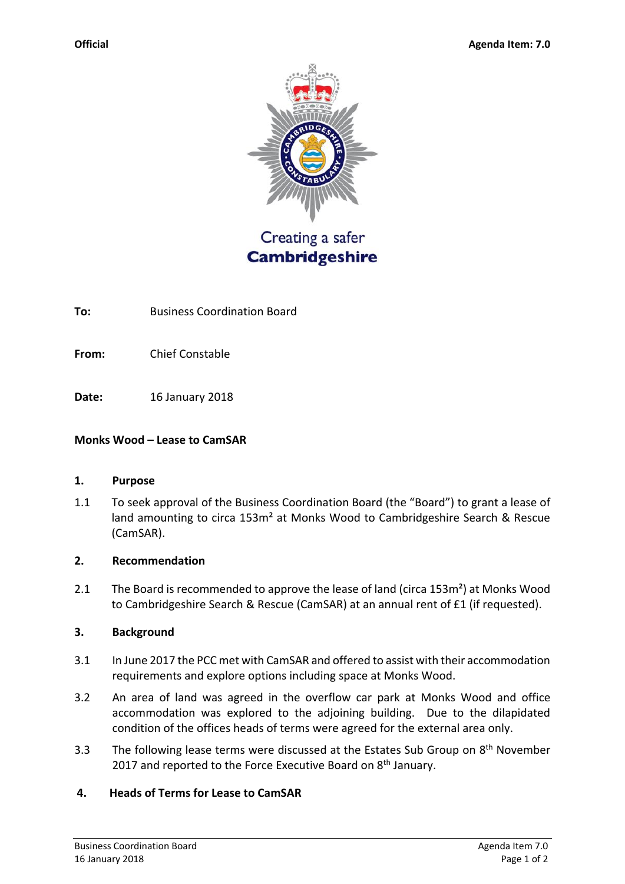**Official** **Agenda Item: 7.0**

Creating a safer
**Cambridgeshire**

**To:** Business Coordination Board

**From:** Chief Constable

**Date:** 16 January 2018

**Monks Wood – Lease to CamSAR**

## 1. Purpose

1.1 To seek approval of the Business Coordination Board (the "Board") to grant a lease of land amounting to circa 153m² at Monks Wood to Cambridgeshire Search & Rescue (CamSAR).

## 2. Recommendation

2.1 The Board is recommended to approve the lease of land (circa 153m²) at Monks Wood to Cambridgeshire Search & Rescue (CamSAR) at an annual rent of £1 (if requested).

## 3. Background

3.1 In June 2017 the PCC met with CamSAR and offered to assist with their accommodation requirements and explore options including space at Monks Wood.

3.2 An area of land was agreed in the overflow car park at Monks Wood and office accommodation was explored to the adjoining building. Due to the dilapidated condition of the offices heads of terms were agreed for the external area only.

3.3 The following lease terms were discussed at the Estates Sub Group on 8th November 2017 and reported to the Force Executive Board on 8th January.

## 4. Heads of Terms for Lease to CamSAR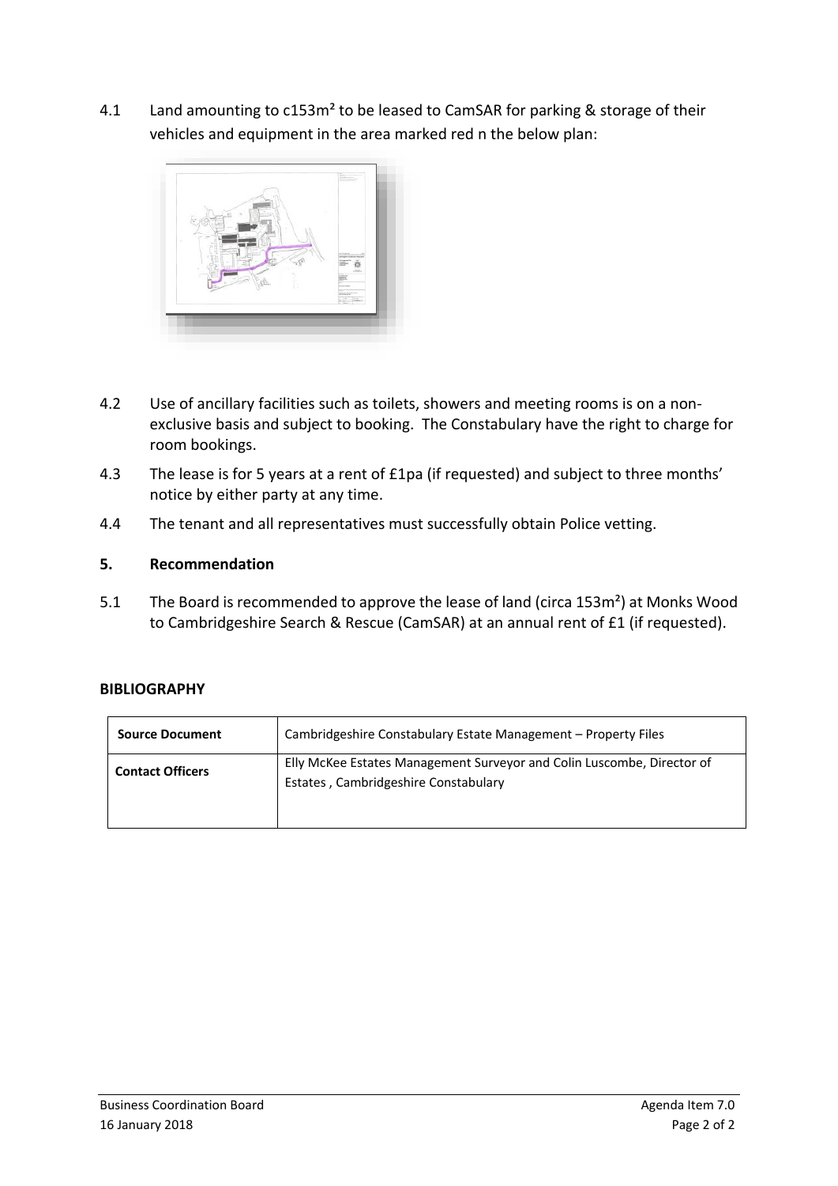4.1 Land amounting to c153m² to be leased to CamSAR for parking & storage of their vehicles and equipment in the area marked red n the below plan:

4.2 Use of ancillary facilities such as toilets, showers and meeting rooms is on a non-exclusive basis and subject to booking. The Constabulary have the right to charge for room bookings.

4.3 The lease is for 5 years at a rent of £1pa (if requested) and subject to three months' notice by either party at any time.

4.4 The tenant and all representatives must successfully obtain Police vetting.

## 5. Recommendation

5.1 The Board is recommended to approve the lease of land (circa 153m²) at Monks Wood to Cambridgeshire Search & Rescue (CamSAR) at an annual rent of £1 (if requested).

## BIBLIOGRAPHY

| | |
|---|---|
| **Source Document** | Cambridgeshire Constabulary Estate Management – Property Files |
| **Contact Officers** | Elly McKee Estates Management Surveyor and Colin Luscombe, Director of Estates , Cambridgeshire Constabulary |